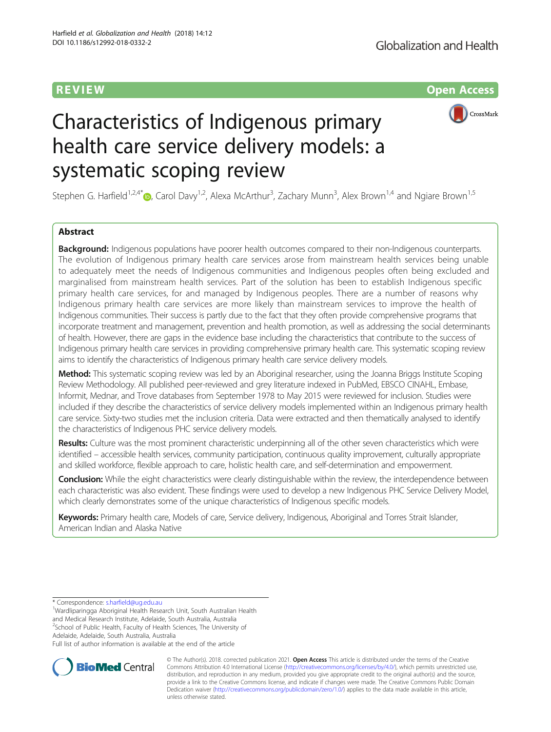REVIEW Open Access

# Characteristics of Indigenous primary health care service delivery models: a systematic scoping review

Stephen G. Harfield[1,2,4*], Carol Davy[1,2], Alexa McArthur[3], Zachary Munn[3], Alex Brown[1,4] and Ngiare Brown[1,5]

## Abstract

**Background:** Indigenous populations have poorer health outcomes compared to their non-Indigenous counterparts. The evolution of Indigenous primary health care services arose from mainstream health services being unable to adequately meet the needs of Indigenous communities and Indigenous peoples often being excluded and marginalised from mainstream health services. Part of the solution has been to establish Indigenous specific primary health care services, for and managed by Indigenous peoples. There are a number of reasons why Indigenous primary health care services are more likely than mainstream services to improve the health of Indigenous communities. Their success is partly due to the fact that they often provide comprehensive programs that incorporate treatment and management, prevention and health promotion, as well as addressing the social determinants of health. However, there are gaps in the evidence base including the characteristics that contribute to the success of Indigenous primary health care services in providing comprehensive primary health care. This systematic scoping review aims to identify the characteristics of Indigenous primary health care service delivery models.

**Method:** This systematic scoping review was led by an Aboriginal researcher, using the Joanna Briggs Institute Scoping Review Methodology. All published peer-reviewed and grey literature indexed in PubMed, EBSCO CINAHL, Embase, Informit, Mednar, and Trove databases from September 1978 to May 2015 were reviewed for inclusion. Studies were included if they describe the characteristics of service delivery models implemented within an Indigenous primary health care service. Sixty-two studies met the inclusion criteria. Data were extracted and then thematically analysed to identify the characteristics of Indigenous PHC service delivery models.

**Results:** Culture was the most prominent characteristic underpinning all of the other seven characteristics which were identified – accessible health services, community participation, continuous quality improvement, culturally appropriate and skilled workforce, flexible approach to care, holistic health care, and self-determination and empowerment.

**Conclusion:** While the eight characteristics were clearly distinguishable within the review, the interdependence between each characteristic was also evident. These findings were used to develop a new Indigenous PHC Service Delivery Model, which clearly demonstrates some of the unique characteristics of Indigenous specific models.

**Keywords:** Primary health care, Models of care, Service delivery, Indigenous, Aboriginal and Torres Strait Islander, American Indian and Alaska Native

---

\* Correspondence: s.harfield@uq.edu.au

[1]Wardliparingga Aboriginal Health Research Unit, South Australian Health and Medical Research Institute, Adelaide, South Australia, Australia

[2]School of Public Health, Faculty of Health Sciences, The University of Adelaide, Adelaide, South Australia, Australia

Full list of author information is available at the end of the article

© The Author(s). 2018. corrected publication 2021. **Open Access** This article is distributed under the terms of the Creative Commons Attribution 4.0 International License (http://creativecommons.org/licenses/by/4.0/), which permits unrestricted use, distribution, and reproduction in any medium, provided you give appropriate credit to the original author(s) and the source, provide a link to the Creative Commons license, and indicate if changes were made. The Creative Commons Public Domain Dedication waiver (http://creativecommons.org/publicdomain/zero/1.0/) applies to the data made available in this article, unless otherwise stated.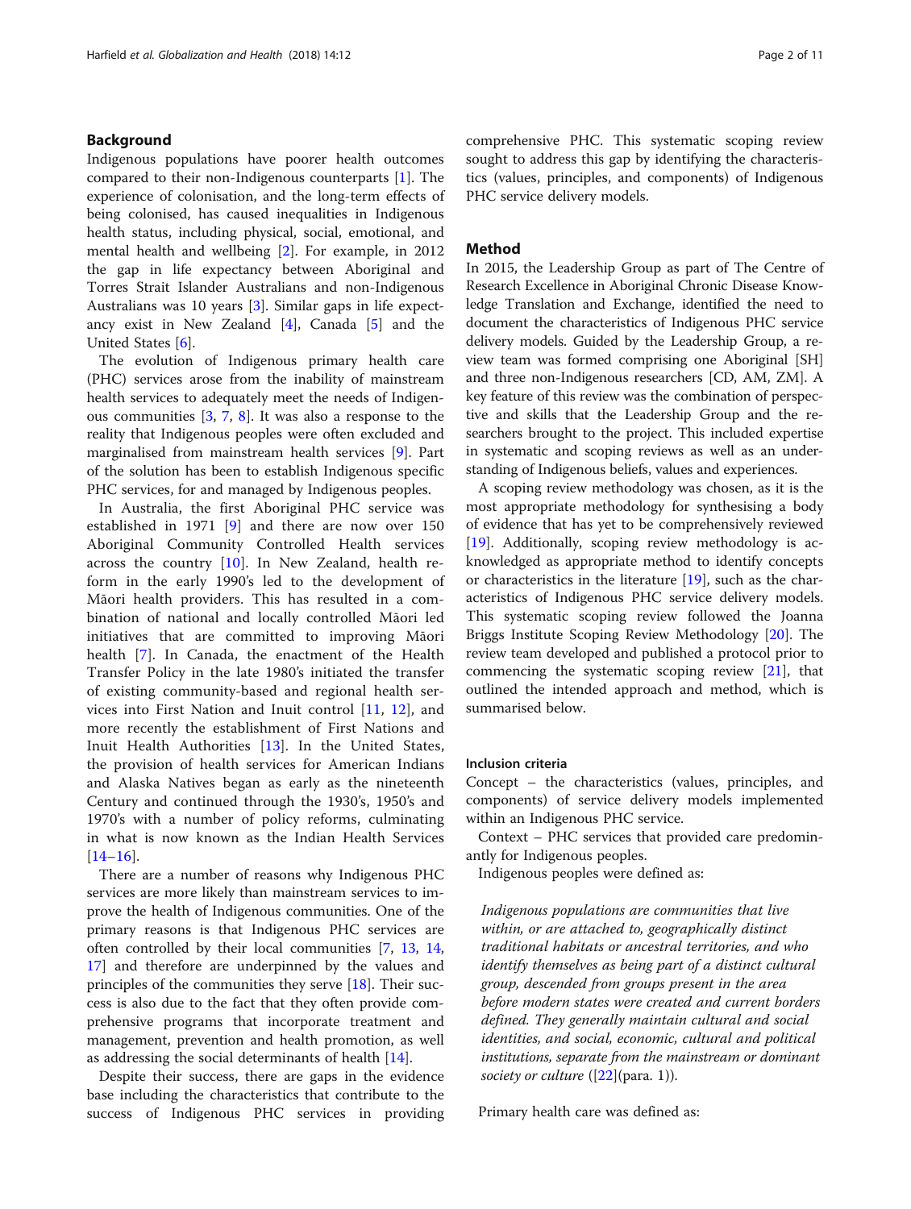## Background

Indigenous populations have poorer health outcomes compared to their non-Indigenous counterparts [1]. The experience of colonisation, and the long-term effects of being colonised, has caused inequalities in Indigenous health status, including physical, social, emotional, and mental health and wellbeing [2]. For example, in 2012 the gap in life expectancy between Aboriginal and Torres Strait Islander Australians and non-Indigenous Australians was 10 years [3]. Similar gaps in life expectancy exist in New Zealand [4], Canada [5] and the United States [6].

The evolution of Indigenous primary health care (PHC) services arose from the inability of mainstream health services to adequately meet the needs of Indigenous communities [3, 7, 8]. It was also a response to the reality that Indigenous peoples were often excluded and marginalised from mainstream health services [9]. Part of the solution has been to establish Indigenous specific PHC services, for and managed by Indigenous peoples.

In Australia, the first Aboriginal PHC service was established in 1971 [9] and there are now over 150 Aboriginal Community Controlled Health services across the country [10]. In New Zealand, health reform in the early 1990's led to the development of Māori health providers. This has resulted in a combination of national and locally controlled Māori led initiatives that are committed to improving Māori health [7]. In Canada, the enactment of the Health Transfer Policy in the late 1980's initiated the transfer of existing community-based and regional health services into First Nation and Inuit control [11, 12], and more recently the establishment of First Nations and Inuit Health Authorities [13]. In the United States, the provision of health services for American Indians and Alaska Natives began as early as the nineteenth Century and continued through the 1930's, 1950's and 1970's with a number of policy reforms, culminating in what is now known as the Indian Health Services [14–16].

There are a number of reasons why Indigenous PHC services are more likely than mainstream services to improve the health of Indigenous communities. One of the primary reasons is that Indigenous PHC services are often controlled by their local communities [7, 13, 14, 17] and therefore are underpinned by the values and principles of the communities they serve [18]. Their success is also due to the fact that they often provide comprehensive programs that incorporate treatment and management, prevention and health promotion, as well as addressing the social determinants of health [14].

Despite their success, there are gaps in the evidence base including the characteristics that contribute to the success of Indigenous PHC services in providing comprehensive PHC. This systematic scoping review sought to address this gap by identifying the characteristics (values, principles, and components) of Indigenous PHC service delivery models.

## Method

In 2015, the Leadership Group as part of The Centre of Research Excellence in Aboriginal Chronic Disease Knowledge Translation and Exchange, identified the need to document the characteristics of Indigenous PHC service delivery models. Guided by the Leadership Group, a review team was formed comprising one Aboriginal [SH] and three non-Indigenous researchers [CD, AM, ZM]. A key feature of this review was the combination of perspective and skills that the Leadership Group and the researchers brought to the project. This included expertise in systematic and scoping reviews as well as an understanding of Indigenous beliefs, values and experiences.

A scoping review methodology was chosen, as it is the most appropriate methodology for synthesising a body of evidence that has yet to be comprehensively reviewed [19]. Additionally, scoping review methodology is acknowledged as appropriate method to identify concepts or characteristics in the literature [19], such as the characteristics of Indigenous PHC service delivery models. This systematic scoping review followed the Joanna Briggs Institute Scoping Review Methodology [20]. The review team developed and published a protocol prior to commencing the systematic scoping review [21], that outlined the intended approach and method, which is summarised below.

### Inclusion criteria

Concept – the characteristics (values, principles, and components) of service delivery models implemented within an Indigenous PHC service.

Context – PHC services that provided care predominantly for Indigenous peoples.

Indigenous peoples were defined as:

> *Indigenous populations are communities that live within, or are attached to, geographically distinct traditional habitats or ancestral territories, and who identify themselves as being part of a distinct cultural group, descended from groups present in the area before modern states were created and current borders defined. They generally maintain cultural and social identities, and social, economic, cultural and political institutions, separate from the mainstream or dominant society or culture* ([22](para. 1)).

Primary health care was defined as: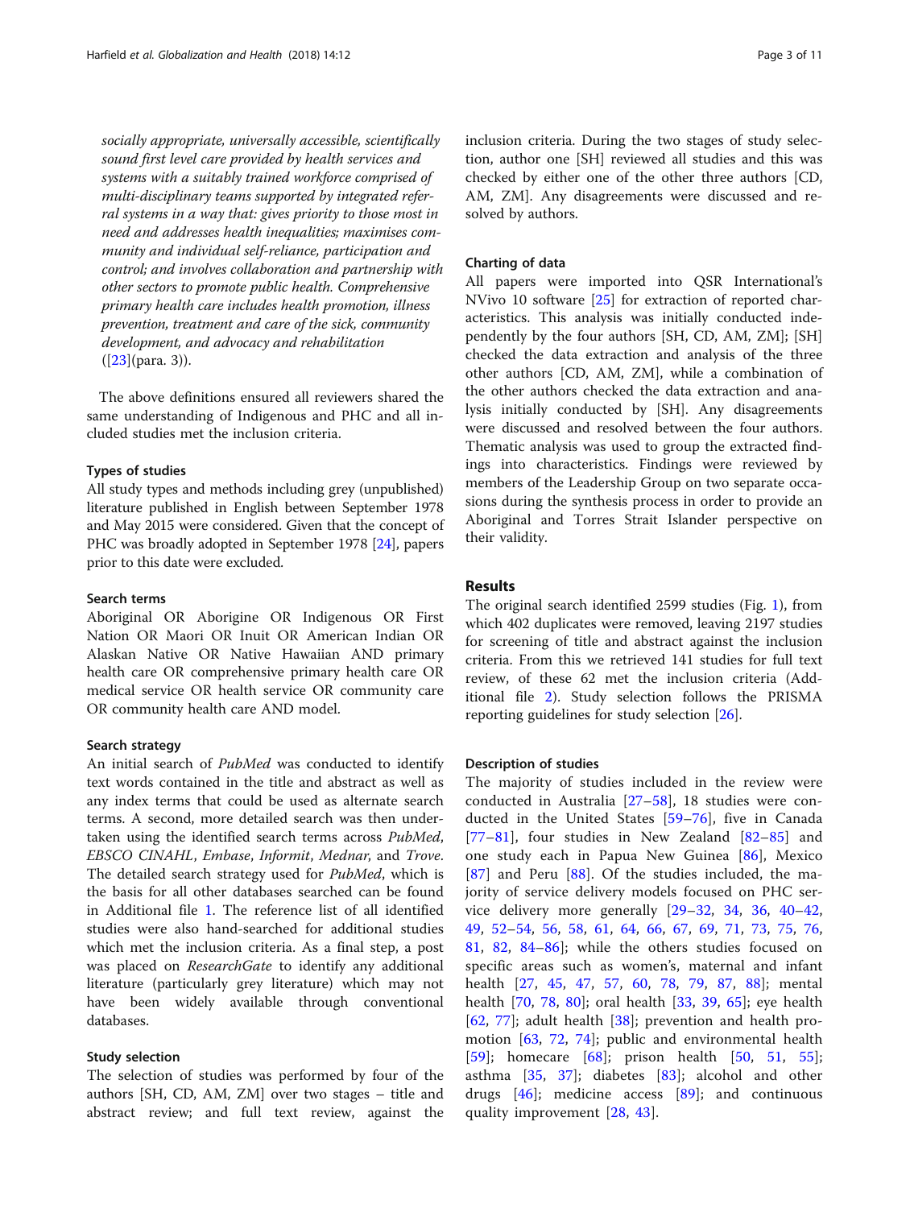*socially appropriate, universally accessible, scientifically sound first level care provided by health services and systems with a suitably trained workforce comprised of multi-disciplinary teams supported by integrated referral systems in a way that: gives priority to those most in need and addresses health inequalities; maximises community and individual self-reliance, participation and control; and involves collaboration and partnership with other sectors to promote public health. Comprehensive primary health care includes health promotion, illness prevention, treatment and care of the sick, community development, and advocacy and rehabilitation* ([23](para. 3)).

The above definitions ensured all reviewers shared the same understanding of Indigenous and PHC and all included studies met the inclusion criteria.

### Types of studies

All study types and methods including grey (unpublished) literature published in English between September 1978 and May 2015 were considered. Given that the concept of PHC was broadly adopted in September 1978 [24], papers prior to this date were excluded.

### Search terms

Aboriginal OR Aborigine OR Indigenous OR First Nation OR Maori OR Inuit OR American Indian OR Alaskan Native OR Native Hawaiian AND primary health care OR comprehensive primary health care OR medical service OR health service OR community care OR community health care AND model.

### Search strategy

An initial search of *PubMed* was conducted to identify text words contained in the title and abstract as well as any index terms that could be used as alternate search terms. A second, more detailed search was then undertaken using the identified search terms across *PubMed*, *EBSCO CINAHL*, *Embase*, *Informit*, *Mednar*, and *Trove*. The detailed search strategy used for *PubMed*, which is the basis for all other databases searched can be found in Additional file 1. The reference list of all identified studies were also hand-searched for additional studies which met the inclusion criteria. As a final step, a post was placed on *ResearchGate* to identify any additional literature (particularly grey literature) which may not have been widely available through conventional databases.

### Study selection

The selection of studies was performed by four of the authors [SH, CD, AM, ZM] over two stages – title and abstract review; and full text review, against the inclusion criteria. During the two stages of study selection, author one [SH] reviewed all studies and this was checked by either one of the other three authors [CD, AM, ZM]. Any disagreements were discussed and resolved by authors.

### Charting of data

All papers were imported into QSR International's NVivo 10 software [25] for extraction of reported characteristics. This analysis was initially conducted independently by the four authors [SH, CD, AM, ZM]; [SH] checked the data extraction and analysis of the three other authors [CD, AM, ZM], while a combination of the other authors checked the data extraction and analysis initially conducted by [SH]. Any disagreements were discussed and resolved between the four authors. Thematic analysis was used to group the extracted findings into characteristics. Findings were reviewed by members of the Leadership Group on two separate occasions during the synthesis process in order to provide an Aboriginal and Torres Strait Islander perspective on their validity.

## Results

The original search identified 2599 studies (Fig. 1), from which 402 duplicates were removed, leaving 2197 studies for screening of title and abstract against the inclusion criteria. From this we retrieved 141 studies for full text review, of these 62 met the inclusion criteria (Additional file 2). Study selection follows the PRISMA reporting guidelines for study selection [26].

### Description of studies

The majority of studies included in the review were conducted in Australia [27–58], 18 studies were conducted in the United States [59–76], five in Canada [77–81], four studies in New Zealand [82–85] and one study each in Papua New Guinea [86], Mexico [87] and Peru [88]. Of the studies included, the majority of service delivery models focused on PHC service delivery more generally [29–32, 34, 36, 40–42, 49, 52–54, 56, 58, 61, 64, 66, 67, 69, 71, 73, 75, 76, 81, 82, 84–86]; while the others studies focused on specific areas such as women's, maternal and infant health [27, 45, 47, 57, 60, 78, 79, 87, 88]; mental health [70, 78, 80]; oral health [33, 39, 65]; eye health [62, 77]; adult health [38]; prevention and health promotion [63, 72, 74]; public and environmental health [59]; homecare [68]; prison health [50, 51, 55]; asthma [35, 37]; diabetes [83]; alcohol and other drugs [46]; medicine access [89]; and continuous quality improvement [28, 43].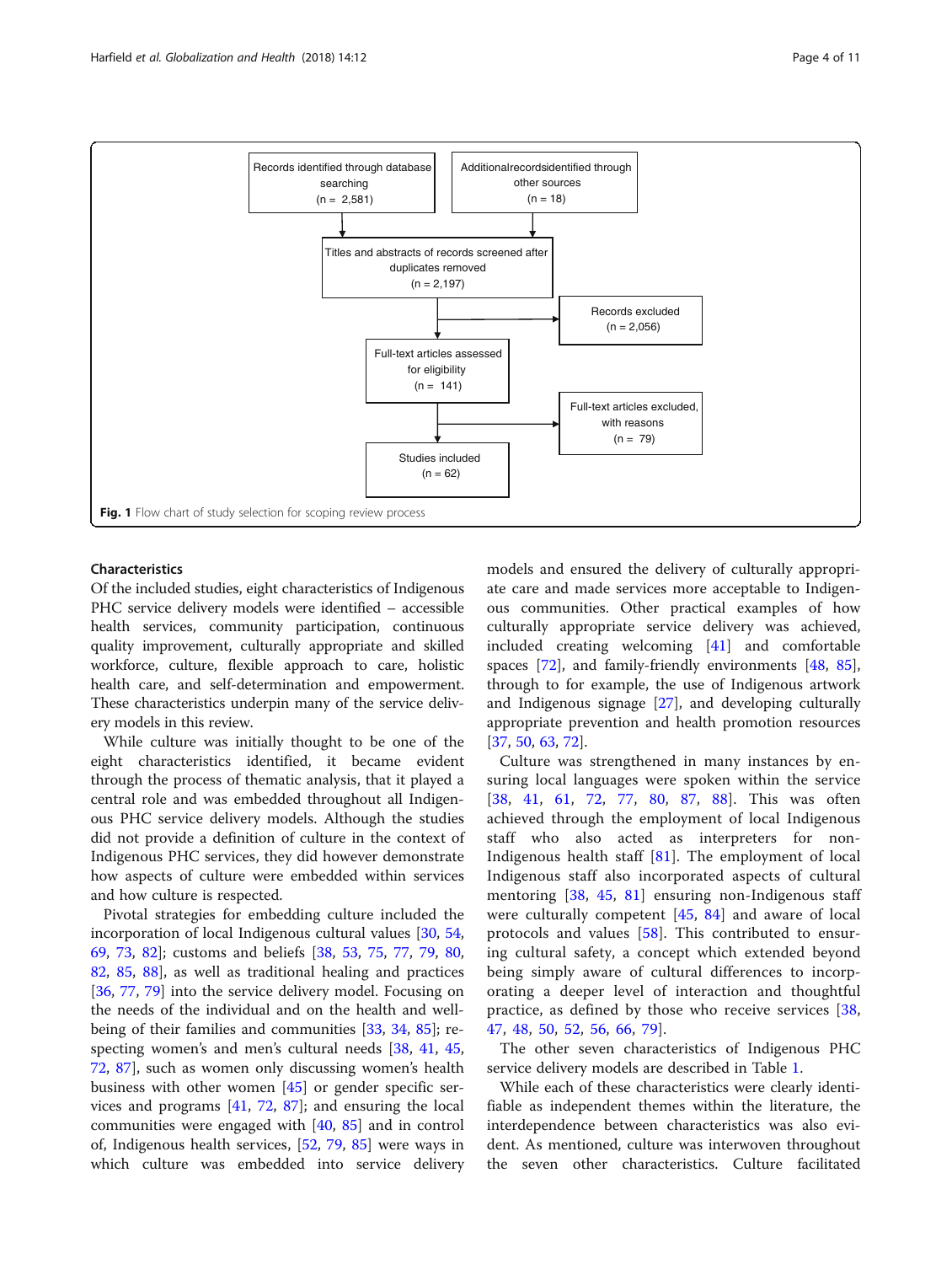Records identified through database searching (n = 2,581)

Additional records identified through other sources (n = 18)

Titles and abstracts of records screened after duplicates removed (n = 2,197)

Records excluded (n = 2,056)

Full-text articles assessed for eligibility (n = 141)

Full-text articles excluded, with reasons (n = 79)

Studies included (n = 62)

**Fig. 1** Flow chart of study selection for scoping review process

### Characteristics

Of the included studies, eight characteristics of Indigenous PHC service delivery models were identified – accessible health services, community participation, continuous quality improvement, culturally appropriate and skilled workforce, culture, flexible approach to care, holistic health care, and self-determination and empowerment. These characteristics underpin many of the service delivery models in this review.

While culture was initially thought to be one of the eight characteristics identified, it became evident through the process of thematic analysis, that it played a central role and was embedded throughout all Indigenous PHC service delivery models. Although the studies did not provide a definition of culture in the context of Indigenous PHC services, they did however demonstrate how aspects of culture were embedded within services and how culture is respected.

Pivotal strategies for embedding culture included the incorporation of local Indigenous cultural values [30, 54, 69, 73, 82]; customs and beliefs [38, 53, 75, 77, 79, 80, 82, 85, 88], as well as traditional healing and practices [36, 77, 79] into the service delivery model. Focusing on the needs of the individual and on the health and wellbeing of their families and communities [33, 34, 85]; respecting women's and men's cultural needs [38, 41, 45, 72, 87], such as women only discussing women's health business with other women [45] or gender specific services and programs [41, 72, 87]; and ensuring the local communities were engaged with [40, 85] and in control of, Indigenous health services, [52, 79, 85] were ways in which culture was embedded into service delivery models and ensured the delivery of culturally appropriate care and made services more acceptable to Indigenous communities. Other practical examples of how culturally appropriate service delivery was achieved, included creating welcoming [41] and comfortable spaces [72], and family-friendly environments [48, 85], through to for example, the use of Indigenous artwork and Indigenous signage [27], and developing culturally appropriate prevention and health promotion resources [37, 50, 63, 72].

Culture was strengthened in many instances by ensuring local languages were spoken within the service [38, 41, 61, 72, 77, 80, 87, 88]. This was often achieved through the employment of local Indigenous staff who also acted as interpreters for non-Indigenous health staff [81]. The employment of local Indigenous staff also incorporated aspects of cultural mentoring [38, 45, 81] ensuring non-Indigenous staff were culturally competent [45, 84] and aware of local protocols and values [58]. This contributed to ensuring cultural safety, a concept which extended beyond being simply aware of cultural differences to incorporating a deeper level of interaction and thoughtful practice, as defined by those who receive services [38, 47, 48, 50, 52, 56, 66, 79].

The other seven characteristics of Indigenous PHC service delivery models are described in Table 1.

While each of these characteristics were clearly identifiable as independent themes within the literature, the interdependence between characteristics was also evident. As mentioned, culture was interwoven throughout the seven other characteristics. Culture facilitated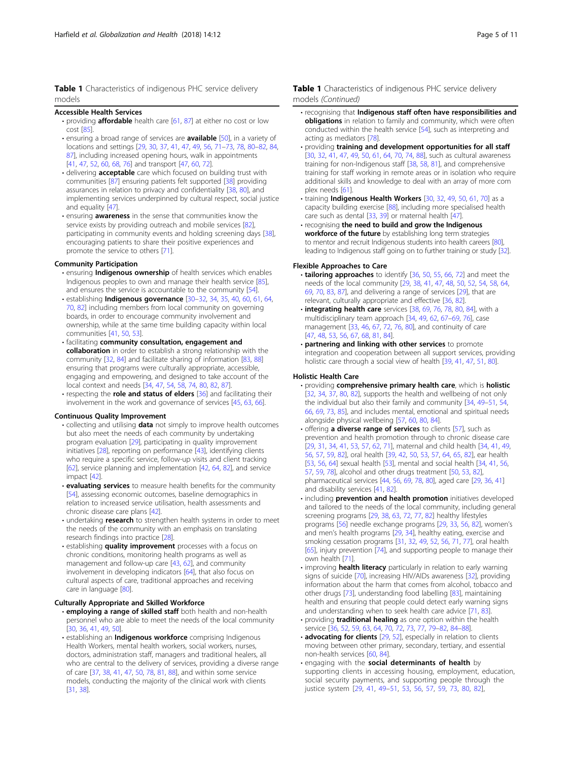**Table 1** Characteristics of indigenous PHC service delivery models

**Accessible Health Services**

- providing **affordable** health care [61, 87] at either no cost or low cost [85].
- ensuring a broad range of services are **available** [50], in a variety of locations and settings [29, 30, 37, 41, 47, 49, 56, 71–73, 78, 80–82, 84, 87], including increased opening hours, walk in appointments [41, 47, 52, 60, 68, 76] and transport [47, 60, 72].
- delivering **acceptable** care which focused on building trust with communities [87] ensuring patients felt supported [38] providing assurances in relation to privacy and confidentiality [38, 80], and implementing services underpinned by cultural respect, social justice and equality [47].
- ensuring **awareness** in the sense that communities know the service exists by providing outreach and mobile services [82], participating in community events and holding screening days [38], encouraging patients to share their positive experiences and promote the service to others [71].

**Community Participation**

- ensuring **Indigenous ownership** of health services which enables Indigenous peoples to own and manage their health service [85], and ensures the service is accountable to the community [54].
- establishing **Indigenous governance** [30–32, 34, 35, 40, 60, 61, 64, 70, 82] including members from local community on governing boards, in order to encourage community involvement and ownership, while at the same time building capacity within local communities [41, 50, 53].
- facilitating **community consultation, engagement and collaboration** in order to establish a strong relationship with the community [32, 84] and facilitate sharing of information [83, 88] ensuring that programs were culturally appropriate, accessible, engaging and empowering, and designed to take account of the local context and needs [34, 47, 54, 58, 74, 80, 82, 87].
- respecting the **role and status of elders** [36] and facilitating their involvement in the work and governance of services [45, 63, 66].

**Continuous Quality Improvement**

- collecting and utilising **data** not simply to improve health outcomes but also meet the needs of each community by undertaking program evaluation [29], participating in quality improvement initiatives [28], reporting on performance [43], identifying clients who require a specific service, follow-up visits and client tracking [62], service planning and implementation [42, 64, 82], and service impact [42].
- **evaluating services** to measure health benefits for the community [54], assessing economic outcomes, baseline demographics in relation to increased service utilisation, health assessments and chronic disease care plans [42].
- undertaking **research** to strengthen health systems in order to meet the needs of the community with an emphasis on translating research findings into practice [28].
- establishing **quality improvement** processes with a focus on chronic conditions, monitoring health programs as well as management and follow-up care [43, 62], and community involvement in developing indicators [64], that also focus on cultural aspects of care, traditional approaches and receiving care in language [80].

**Culturally Appropriate and Skilled Workforce**

- **employing a range of skilled staff** both health and non-health personnel who are able to meet the needs of the local community [30, 36, 41, 49, 50].
- establishing an **Indigenous workforce** comprising Indigenous Health Workers, mental health workers, social workers, nurses, doctors, administration staff, managers and traditional healers, all who are central to the delivery of services, providing a diverse range of care [37, 38, 41, 47, 50, 78, 81, 88], and within some service models, conducting the majority of the clinical work with clients [31, 38].

**Table 1** Characteristics of indigenous PHC service delivery models *(Continued)*

- recognising that **Indigenous staff often have responsibilities and obligations** in relation to family and community, which were often conducted within the health service [54], such as interpreting and acting as mediators [78].
- providing **training and development opportunities for all staff** [30, 32, 41, 47, 49, 50, 61, 64, 70, 74, 88], such as cultural awareness training for non-Indigenous staff [38, 58, 81], and comprehensive training for staff working in remote areas or in isolation who require additional skills and knowledge to deal with an array of more complex needs [61].
- training **Indigenous Health Workers** [30, 32, 49, 50, 61, 70] as a capacity building exercise [88], including more specialised health care such as dental [33, 39] or maternal health [47].
- recognising **the need to build and grow the Indigenous workforce of the future** by establishing long term strategies to mentor and recruit Indigenous students into health careers [80], leading to Indigenous staff going on to further training or study [32].

**Flexible Approaches to Care**

- **tailoring approaches** to identify [36, 50, 55, 66, 72] and meet the needs of the local community [29, 38, 41, 47, 48, 50, 52, 54, 58, 64, 69, 70, 83, 87], and delivering a range of services [29], that are relevant, culturally appropriate and effective [36, 82].
- **integrating health care** services [38, 69, 76, 78, 80, 84], with a multidisciplinary team approach [34, 49, 62, 67–69, 76], case management [33, 46, 67, 72, 76, 80], and continuity of care [47, 48, 53, 56, 67, 68, 81, 84].
- **partnering and linking with other services** to promote integration and cooperation between all support services, providing holistic care through a social view of health [39, 41, 47, 51, 80].

**Holistic Health Care**

- providing **comprehensive primary health care**, which is **holistic** [32, 34, 37, 80, 82], supports the health and wellbeing of not only the individual but also their family and community [34, 49–51, 54, 66, 69, 73, 85], and includes mental, emotional and spiritual needs alongside physical wellbeing [57, 60, 80, 84].
- offering **a diverse range of services** to clients [57], such as prevention and health promotion through to chronic disease care [29, 31, 34, 41, 53, 57, 62, 71], maternal and child health [34, 41, 49, 56, 57, 59, 82], oral health [39, 42, 50, 53, 57, 64, 65, 82], ear health [53, 56, 64] sexual health [53], mental and social health [34, 41, 56, 57, 59, 78], alcohol and other drugs treatment [50, 53, 82], pharmaceutical services [44, 56, 69, 78, 80], aged care [29, 36, 41] and disability services [41, 82].
- including **prevention and health promotion** initiatives developed and tailored to the needs of the local community, including general screening programs [29, 38, 63, 72, 77, 82] healthy lifestyles programs [56] needle exchange programs [29, 33, 56, 82], women's and men's health programs [29, 34], healthy eating, exercise and smoking cessation programs [31, 32, 49, 52, 56, 71, 77], oral health [65], injury prevention [74], and supporting people to manage their own health [71].
- improving **health literacy** particularly in relation to early warning signs of suicide [70], increasing HIV/AIDs awareness [32], providing information about the harm that comes from alcohol, tobacco and other drugs [73], understanding food labelling [83], maintaining health and ensuring that people could detect early warning signs and understanding when to seek health care advice [71, 83].
- providing **traditional healing** as one option within the health service [36, 52, 59, 63, 64, 70, 72, 73, 77, 79–82, 84–88].
- **advocating for clients** [29, 52], especially in relation to clients moving between other primary, secondary, tertiary, and essential non-health services [60, 84].
- engaging with the **social determinants of health** by supporting clients in accessing housing, employment, education, social security payments, and supporting people through the justice system [29, 41, 49–51, 53, 56, 57, 59, 73, 80, 82],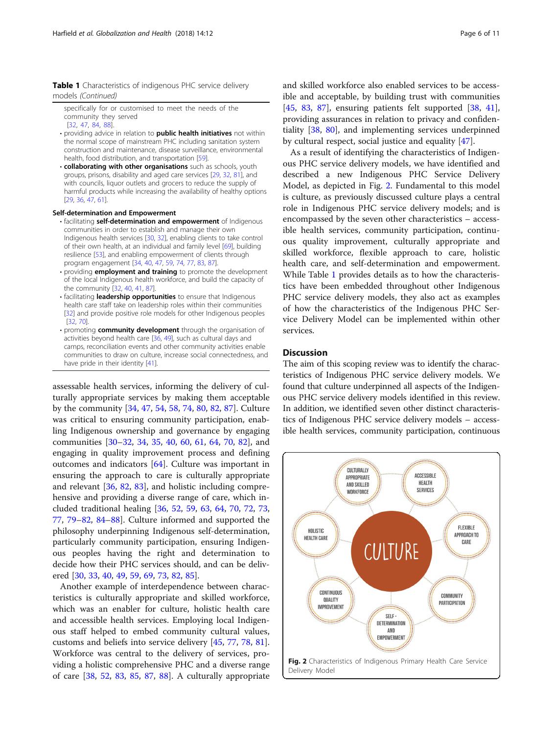**Table 1** Characteristics of indigenous PHC service delivery models *(Continued)*

specifically for or customised to meet the needs of the community they served [32, 47, 84, 88].

- providing advice in relation to **public health initiatives** not within the normal scope of mainstream PHC including sanitation system construction and maintenance, disease surveillance, environmental health, food distribution, and transportation [59].
- **collaborating with other organisations** such as schools, youth groups, prisons, disability and aged care services [29, 32, 81], and with councils, liquor outlets and grocers to reduce the supply of harmful products while increasing the availability of healthy options [29, 36, 47, 61].

**Self-determination and Empowerment**

- facilitating **self-determination and empowerment** of Indigenous communities in order to establish and manage their own Indigenous health services [30, 32], enabling clients to take control of their own health, at an individual and family level [69], building resilience [53], and enabling empowerment of clients through program engagement [34, 40, 47, 59, 74, 77, 83, 87].
- providing **employment and training** to promote the development of the local Indigenous health workforce, and build the capacity of the community [32, 40, 41, 87].
- facilitating **leadership opportunities** to ensure that Indigenous health care staff take on leadership roles within their communities [32] and provide positive role models for other Indigenous peoples [32, 70].
- promoting **community development** through the organisation of activities beyond health care [36, 49], such as cultural days and camps, reconciliation events and other community activities enable communities to draw on culture, increase social connectedness, and have pride in their identity [41].

assessable health services, informing the delivery of culturally appropriate services by making them acceptable by the community [34, 47, 54, 58, 74, 80, 82, 87]. Culture was critical to ensuring community participation, enabling Indigenous ownership and governance by engaging communities [30–32, 34, 35, 40, 60, 61, 64, 70, 82], and engaging in quality improvement process and defining outcomes and indicators [64]. Culture was important in ensuring the approach to care is culturally appropriate and relevant [36, 82, 83], and holistic including comprehensive and providing a diverse range of care, which included traditional healing [36, 52, 59, 63, 64, 70, 72, 73, 77, 79–82, 84–88]. Culture informed and supported the philosophy underpinning Indigenous self-determination, particularly community participation, ensuring Indigenous peoples having the right and determination to decide how their PHC services should, and can be delivered [30, 33, 40, 49, 59, 69, 73, 82, 85].

Another example of interdependence between characteristics is culturally appropriate and skilled workforce, which was an enabler for culture, holistic health care and accessible health services. Employing local Indigenous staff helped to embed community cultural values, customs and beliefs into service delivery [45, 77, 78, 81]. Workforce was central to the delivery of services, providing a holistic comprehensive PHC and a diverse range of care [38, 52, 83, 85, 87, 88]. A culturally appropriate and skilled workforce also enabled services to be accessible and acceptable, by building trust with communities [45, 83, 87], ensuring patients felt supported [38, 41], providing assurances in relation to privacy and confidentiality [38, 80], and implementing services underpinned by cultural respect, social justice and equality [47].

As a result of identifying the characteristics of Indigenous PHC service delivery models, we have identified and described a new Indigenous PHC Service Delivery Model, as depicted in Fig. 2. Fundamental to this model is culture, as previously discussed culture plays a central role in Indigenous PHC service delivery models; and is encompassed by the seven other characteristics – accessible health services, community participation, continuous quality improvement, culturally appropriate and skilled workforce, flexible approach to care, holistic health care, and self-determination and empowerment. While Table 1 provides details as to how the characteristics have been embedded throughout other Indigenous PHC service delivery models, they also act as examples of how the characteristics of the Indigenous PHC Service Delivery Model can be implemented within other services.

## Discussion

The aim of this scoping review was to identify the characteristics of Indigenous PHC service delivery models. We found that culture underpinned all aspects of the Indigenous PHC service delivery models identified in this review. In addition, we identified seven other distinct characteristics of Indigenous PHC service delivery models – accessible health services, community participation, continuous

**Fig. 2** Characteristics of Indigenous Primary Health Care Service Delivery Model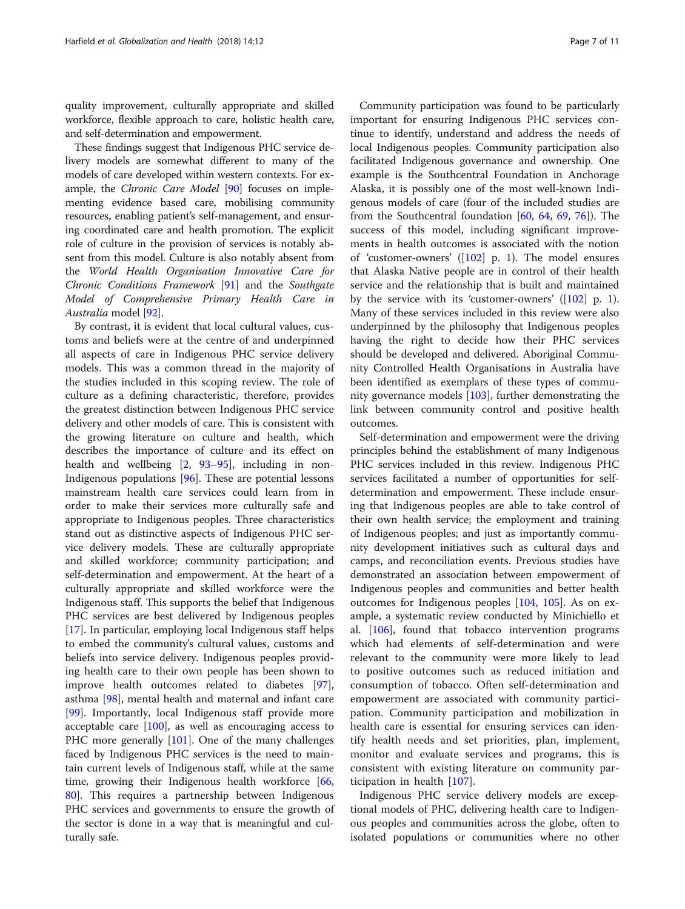quality improvement, culturally appropriate and skilled workforce, flexible approach to care, holistic health care, and self-determination and empowerment.

These findings suggest that Indigenous PHC service delivery models are somewhat different to many of the models of care developed within western contexts. For example, the *Chronic Care Model* [90] focuses on implementing evidence based care, mobilising community resources, enabling patient's self-management, and ensuring coordinated care and health promotion. The explicit role of culture in the provision of services is notably absent from this model. Culture is also notably absent from the *World Health Organisation Innovative Care for Chronic Conditions Framework* [91] and the *Southgate Model of Comprehensive Primary Health Care in Australia* model [92].

By contrast, it is evident that local cultural values, customs and beliefs were at the centre of and underpinned all aspects of care in Indigenous PHC service delivery models. This was a common thread in the majority of the studies included in this scoping review. The role of culture as a defining characteristic, therefore, provides the greatest distinction between Indigenous PHC service delivery and other models of care. This is consistent with the growing literature on culture and health, which describes the importance of culture and its effect on health and wellbeing [2, 93–95], including in non-Indigenous populations [96]. These are potential lessons mainstream health care services could learn from in order to make their services more culturally safe and appropriate to Indigenous peoples. Three characteristics stand out as distinctive aspects of Indigenous PHC service delivery models. These are culturally appropriate and skilled workforce; community participation; and self-determination and empowerment. At the heart of a culturally appropriate and skilled workforce were the Indigenous staff. This supports the belief that Indigenous PHC services are best delivered by Indigenous peoples [17]. In particular, employing local Indigenous staff helps to embed the community's cultural values, customs and beliefs into service delivery. Indigenous peoples providing health care to their own people has been shown to improve health outcomes related to diabetes [97], asthma [98], mental health and maternal and infant care [99]. Importantly, local Indigenous staff provide more acceptable care [100], as well as encouraging access to PHC more generally [101]. One of the many challenges faced by Indigenous PHC services is the need to maintain current levels of Indigenous staff, while at the same time, growing their Indigenous health workforce [66, 80]. This requires a partnership between Indigenous PHC services and governments to ensure the growth of the sector is done in a way that is meaningful and culturally safe.

Community participation was found to be particularly important for ensuring Indigenous PHC services continue to identify, understand and address the needs of local Indigenous peoples. Community participation also facilitated Indigenous governance and ownership. One example is the Southcentral Foundation in Anchorage Alaska, it is possibly one of the most well-known Indigenous models of care (four of the included studies are from the Southcentral foundation [60, 64, 69, 76]). The success of this model, including significant improvements in health outcomes is associated with the notion of 'customer-owners' ([102] p. 1). The model ensures that Alaska Native people are in control of their health service and the relationship that is built and maintained by the service with its 'customer-owners' ([102] p. 1). Many of these services included in this review were also underpinned by the philosophy that Indigenous peoples having the right to decide how their PHC services should be developed and delivered. Aboriginal Community Controlled Health Organisations in Australia have been identified as exemplars of these types of community governance models [103], further demonstrating the link between community control and positive health outcomes.

Self-determination and empowerment were the driving principles behind the establishment of many Indigenous PHC services included in this review. Indigenous PHC services facilitated a number of opportunities for self-determination and empowerment. These include ensuring that Indigenous peoples are able to take control of their own health service; the employment and training of Indigenous peoples; and just as importantly community development initiatives such as cultural days and camps, and reconciliation events. Previous studies have demonstrated an association between empowerment of Indigenous peoples and communities and better health outcomes for Indigenous peoples [104, 105]. As on example, a systematic review conducted by Minichiello et al. [106], found that tobacco intervention programs which had elements of self-determination and were relevant to the community were more likely to lead to positive outcomes such as reduced initiation and consumption of tobacco. Often self-determination and empowerment are associated with community participation. Community participation and mobilization in health care is essential for ensuring services can identify health needs and set priorities, plan, implement, monitor and evaluate services and programs, this is consistent with existing literature on community participation in health [107].

Indigenous PHC service delivery models are exceptional models of PHC, delivering health care to Indigenous peoples and communities across the globe, often to isolated populations or communities where no other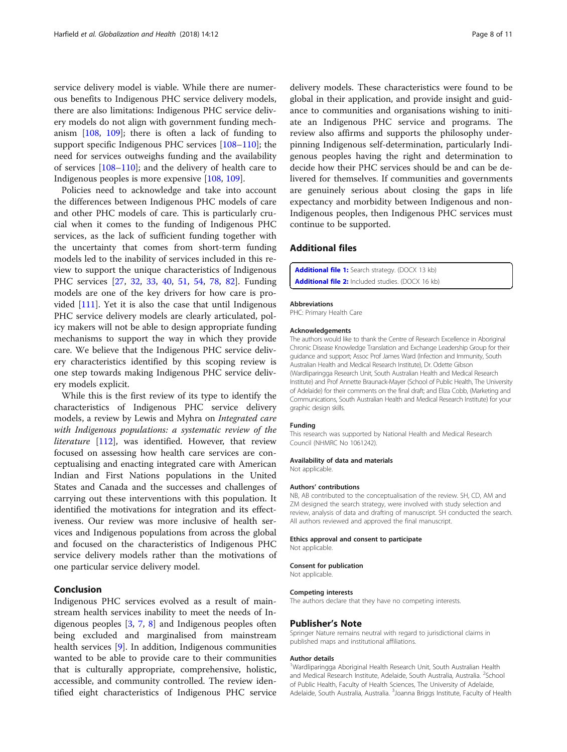service delivery model is viable. While there are numerous benefits to Indigenous PHC service delivery models, there are also limitations: Indigenous PHC service delivery models do not align with government funding mechanism [108, 109]; there is often a lack of funding to support specific Indigenous PHC services [108–110]; the need for services outweighs funding and the availability of services [108–110]; and the delivery of health care to Indigenous peoples is more expensive [108, 109].

Policies need to acknowledge and take into account the differences between Indigenous PHC models of care and other PHC models of care. This is particularly crucial when it comes to the funding of Indigenous PHC services, as the lack of sufficient funding together with the uncertainty that comes from short-term funding models led to the inability of services included in this review to support the unique characteristics of Indigenous PHC services [27, 32, 33, 40, 51, 54, 78, 82]. Funding models are one of the key drivers for how care is provided [111]. Yet it is also the case that until Indigenous PHC service delivery models are clearly articulated, policy makers will not be able to design appropriate funding mechanisms to support the way in which they provide care. We believe that the Indigenous PHC service delivery characteristics identified by this scoping review is one step towards making Indigenous PHC service delivery models explicit.

While this is the first review of its type to identify the characteristics of Indigenous PHC service delivery models, a review by Lewis and Myhra on *Integrated care with Indigenous populations: a systematic review of the literature* [112], was identified. However, that review focused on assessing how health care services are conceptualising and enacting integrated care with American Indian and First Nations populations in the United States and Canada and the successes and challenges of carrying out these interventions with this population. It identified the motivations for integration and its effectiveness. Our review was more inclusive of health services and Indigenous populations from across the global and focused on the characteristics of Indigenous PHC service delivery models rather than the motivations of one particular service delivery model.

## Conclusion

Indigenous PHC services evolved as a result of mainstream health services inability to meet the needs of Indigenous peoples [3, 7, 8] and Indigenous peoples often being excluded and marginalised from mainstream health services [9]. In addition, Indigenous communities wanted to be able to provide care to their communities that is culturally appropriate, comprehensive, holistic, accessible, and community controlled. The review identified eight characteristics of Indigenous PHC service delivery models. These characteristics were found to be global in their application, and provide insight and guidance to communities and organisations wishing to initiate an Indigenous PHC service and programs. The review also affirms and supports the philosophy underpinning Indigenous self-determination, particularly Indigenous peoples having the right and determination to decide how their PHC services should be and can be delivered for themselves. If communities and governments are genuinely serious about closing the gaps in life expectancy and morbidity between Indigenous and non-Indigenous peoples, then Indigenous PHC services must continue to be supported.

## Additional files

**Additional file 1:** Search strategy. (DOCX 13 kb)
**Additional file 2:** Included studies. (DOCX 16 kb)

#### Abbreviations
PHC: Primary Health Care

#### Acknowledgements
The authors would like to thank the Centre of Research Excellence in Aboriginal Chronic Disease Knowledge Translation and Exchange Leadership Group for their guidance and support; Assoc Prof James Ward (Infection and Immunity, South Australian Health and Medical Research Institute), Dr. Odette Gibson (Wardliparingga Research Unit, South Australian Health and Medical Research Institute) and Prof Annette Braunack-Mayer (School of Public Health, The University of Adelaide) for their comments on the final draft; and Eliza Cobb, (Marketing and Communications, South Australian Health and Medical Research Institute) for your graphic design skills.

#### Funding
This research was supported by National Health and Medical Research Council (NHMRC No 1061242).

#### Availability of data and materials
Not applicable.

#### Authors' contributions
NB, AB contributed to the conceptualisation of the review. SH, CD, AM and ZM designed the search strategy, were involved with study selection and review, analysis of data and drafting of manuscript. SH conducted the search. All authors reviewed and approved the final manuscript.

#### Ethics approval and consent to participate
Not applicable.

#### Consent for publication
Not applicable.

#### Competing interests
The authors declare that they have no competing interests.

## Publisher's Note

Springer Nature remains neutral with regard to jurisdictional claims in published maps and institutional affiliations.

#### Author details
[1]Wardliparingga Aboriginal Health Research Unit, South Australian Health and Medical Research Institute, Adelaide, South Australia, Australia. [2]School of Public Health, Faculty of Health Sciences, The University of Adelaide, Adelaide, South Australia, Australia. [3]Joanna Briggs Institute, Faculty of Health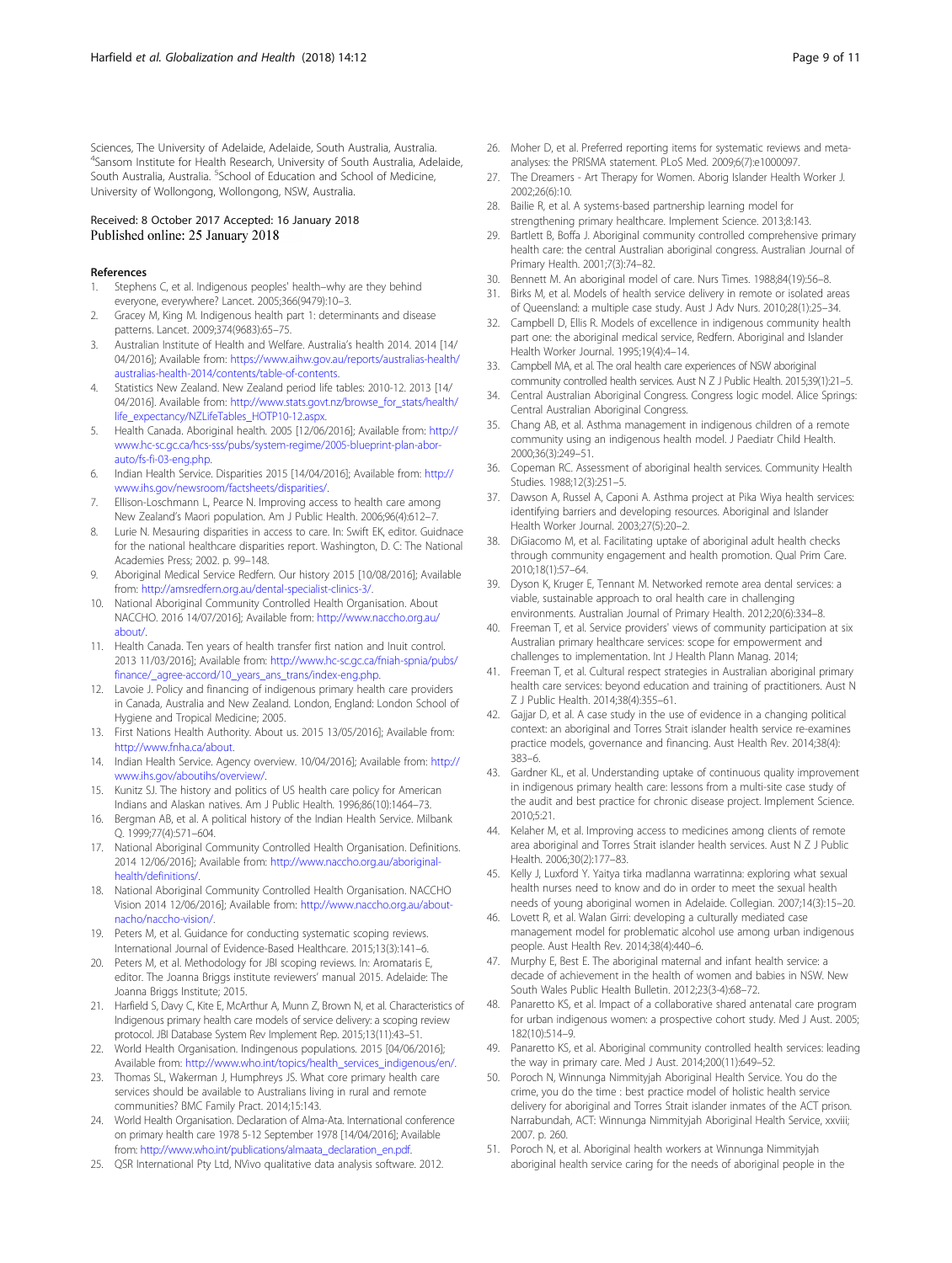Sciences, The University of Adelaide, Adelaide, South Australia, Australia. [4]Sansom Institute for Health Research, University of South Australia, Adelaide, South Australia, Australia. [5]School of Education and School of Medicine, University of Wollongong, Wollongong, NSW, Australia.

Received: 8 October 2017 Accepted: 16 January 2018
Published online: 25 January 2018

## References

1. Stephens C, et al. Indigenous peoples' health–why are they behind everyone, everywhere? Lancet. 2005;366(9479):10–3.
2. Gracey M, King M. Indigenous health part 1: determinants and disease patterns. Lancet. 2009;374(9683):65–75.
3. Australian Institute of Health and Welfare. Australia's health 2014. 2014 [14/04/2016]; Available from: https://www.aihw.gov.au/reports/australias-health/australias-health-2014/contents/table-of-contents.
4. Statistics New Zealand. New Zealand period life tables: 2010-12. 2013 [14/04/2016]; Available from: http://www.stats.govt.nz/browse_for_stats/health/life_expectancy/NZLifeTables_HOTP10-12.aspx.
5. Health Canada. Aboriginal health. 2005 [12/06/2016]; Available from: http://www.hc-sc.gc.ca/hcs-sss/pubs/system-regime/2005-blueprint-plan-abor-auto/fs-fi-03-eng.php.
6. Indian Health Service. Disparities 2015 [14/04/2016]; Available from: http://www.ihs.gov/newsroom/factsheets/disparities/.
7. Ellison-Loschmann L, Pearce N. Improving access to health care among New Zealand's Maori population. Am J Public Health. 2006;96(4):612–7.
8. Lurie N. Mesauring disparities in access to care. In: Swift EK, editor. Guidnace for the national healthcare disparities report. Washington, D. C: The National Academies Press; 2002. p. 99–148.
9. Aboriginal Medical Service Redfern. Our history 2015 [10/08/2016]; Available from: http://amsredfern.org.au/dental-specialist-clinics-3/.
10. National Aboriginal Community Controlled Health Organisation. About NACCHO. 2016 14/07/2016]; Available from: http://www.naccho.org.au/about/.
11. Health Canada. Ten years of health transfer first nation and Inuit control. 2013 11/03/2016]; Available from: http://www.hc-sc.gc.ca/fniah-spnia/pubs/finance/_agree-accord/10_years_ans_trans/index-eng.php.
12. Lavoie J. Policy and financing of indigenous primary health care providers in Canada, Australia and New Zealand. London, England: London School of Hygiene and Tropical Medicine; 2005.
13. First Nations Health Authority. About us. 2015 13/05/2016]; Available from: http://www.fnha.ca/about.
14. Indian Health Service. Agency overview. 10/04/2016]; Available from: http://www.ihs.gov/aboutihs/overview/.
15. Kunitz SJ. The history and politics of US health care policy for American Indians and Alaskan natives. Am J Public Health. 1996;86(10):1464–73.
16. Bergman AB, et al. A political history of the Indian Health Service. Milbank Q. 1999;77(4):571–604.
17. National Aboriginal Community Controlled Health Organisation. Definitions. 2014 12/06/2016]; Available from: http://www.naccho.org.au/aboriginal-health/definitions/.
18. National Aboriginal Community Controlled Health Organisation. NACCHO Vision 2014 12/06/2016]; Available from: http://www.naccho.org.au/about-nacho/naccho-vision/.
19. Peters M, et al. Guidance for conducting systematic scoping reviews. International Journal of Evidence-Based Healthcare. 2015;13(3):141–6.
20. Peters M, et al. Methodology for JBI scoping reviews. In: Aromataris E, editor. The Joanna Briggs institute reviewers' manual 2015. Adelaide: The Joanna Briggs Institute; 2015.
21. Harfield S, Davy C, Kite E, McArthur A, Munn Z, Brown N, et al. Characteristics of Indigenous primary health care models of service delivery: a scoping review protocol. JBI Database System Rev Implement Rep. 2015;13(11):43–51.
22. World Health Organisation. Indingenous populations. 2015 [04/06/2016]; Available from: http://www.who.int/topics/health_services_indigenous/en/.
23. Thomas SL, Wakerman J, Humphreys JS. What core primary health care services should be available to Australians living in rural and remote communities? BMC Family Pract. 2014;15:143.
24. World Health Organisation. Declaration of Alma-Ata. International conference on primary health care 1978 5-12 September 1978 [14/04/2016]; Available from: http://www.who.int/publications/almaata_declaration_en.pdf.
25. QSR International Pty Ltd, NVivo qualitative data analysis software. 2012.
26. Moher D, et al. Preferred reporting items for systematic reviews and meta-analyses: the PRISMA statement. PLoS Med. 2009;6(7):e1000097.
27. The Dreamers - Art Therapy for Women. Aborig Islander Health Worker J. 2002;26(6):10.
28. Bailie R, et al. A systems-based partnership learning model for strengthening primary healthcare. Implement Science. 2013;8:143.
29. Bartlett B, Boffa J. Aboriginal community controlled comprehensive primary health care: the central Australian aboriginal congress. Australian Journal of Primary Health. 2001;7(3):74–82.
30. Bennett M. An aboriginal model of care. Nurs Times. 1988;84(19):56–8.
31. Birks M, et al. Models of health service delivery in remote or isolated areas of Queensland: a multiple case study. Aust J Adv Nurs. 2010;28(1):25–34.
32. Campbell D, Ellis R. Models of excellence in indigenous community health part one: the aboriginal medical service, Redfern. Aboriginal and Islander Health Worker Journal. 1995;19(4):4–14.
33. Campbell MA, et al. The oral health care experiences of NSW aboriginal community controlled health services. Aust N Z J Public Health. 2015;39(1):21–5.
34. Central Australian Aboriginal Congress. Congress logic model. Alice Springs: Central Australian Aboriginal Congress.
35. Chang AB, et al. Asthma management in indigenous children of a remote community using an indigenous health model. J Paediatr Child Health. 2000;36(3):249–51.
36. Copeman RC. Assessment of aboriginal health services. Community Health Studies. 1988;12(3):251–5.
37. Dawson A, Russel A, Caponi A. Asthma project at Pika Wiya health services: identifying barriers and developing resources. Aboriginal and Islander Health Worker Journal. 2003;27(5):20–2.
38. DiGiacomo M, et al. Facilitating uptake of aboriginal adult health checks through community engagement and health promotion. Qual Prim Care. 2010;18(1):57–64.
39. Dyson K, Kruger E, Tennant M. Networked remote area dental services: a viable, sustainable approach to oral health care in challenging environments. Australian Journal of Primary Health. 2012;20(6):334–8.
40. Freeman T, et al. Service providers' views of community participation at six Australian primary healthcare services: scope for empowerment and challenges to implementation. Int J Health Plann Manag. 2014;
41. Freeman T, et al. Cultural respect strategies in Australian aboriginal primary health care services: beyond education and training of practitioners. Aust N Z J Public Health. 2014;38(4):355–61.
42. Gajjar D, et al. A case study in the use of evidence in a changing political context: an aboriginal and Torres Strait islander health service re-examines practice models, governance and financing. Aust Health Rev. 2014;38(4):383–6.
43. Gardner KL, et al. Understanding uptake of continuous quality improvement in indigenous primary health care: lessons from a multi-site case study of the audit and best practice for chronic disease project. Implement Science. 2010;5:21.
44. Kelaher M, et al. Improving access to medicines among clients of remote area aboriginal and Torres Strait islander health services. Aust N Z J Public Health. 2006;30(2):177–83.
45. Kelly J, Luxford Y. Yaitya tirka madlanna warratinna: exploring what sexual health nurses need to know and do in order to meet the sexual health needs of young aboriginal women in Adelaide. Collegian. 2007;14(3):15–20.
46. Lovett R, et al. Walan Girri: developing a culturally mediated case management model for problematic alcohol use among urban indigenous people. Aust Health Rev. 2014;38(4):440–6.
47. Murphy E, Best E. The aboriginal maternal and infant health service: a decade of achievement in the health of women and babies in NSW. New South Wales Public Health Bulletin. 2012;23(3-4):68–72.
48. Panaretto KS, et al. Impact of a collaborative shared antenatal care program for urban indigenous women: a prospective cohort study. Med J Aust. 2005;182(10):514–9.
49. Panaretto KS, et al. Aboriginal community controlled health services: leading the way in primary care. Med J Aust. 2014;200(11):649–52.
50. Poroch N, Winnunga Nimmityjah Aboriginal Health Service. You do the crime, you do the time : best practice model of holistic health service delivery for aboriginal and Torres Strait islander inmates of the ACT prison. Narrabundah, ACT: Winnunga Nimmityjah Aboriginal Health Service, xxviii; 2007. p. 260.
51. Poroch N, et al. Aboriginal health workers at Winnunga Nimmityjah aboriginal health service caring for the needs of aboriginal people in the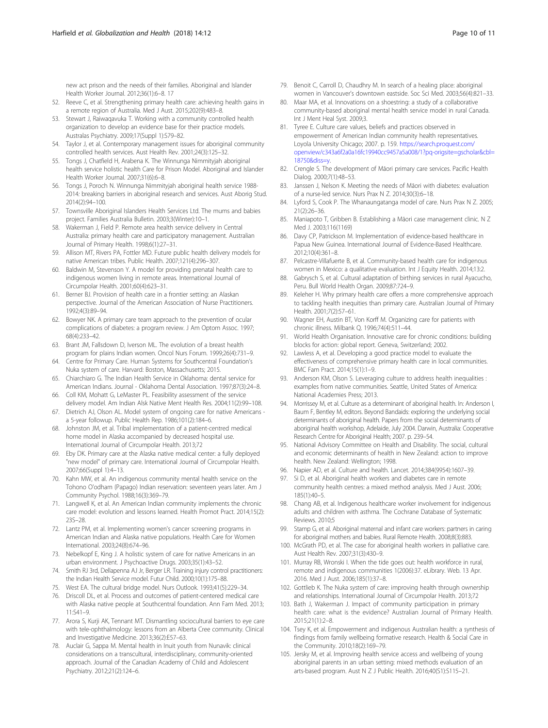new act prison and the needs of their families. Aboriginal and Islander Health Worker Journal. 2012;36(1):6–8. 17

52. Reeve C, et al. Strengthening primary health care: achieving health gains in a remote region of Australia. Med J Aust. 2015;202(9):483–8.
53. Stewart J, Raiwaqavuka T. Working with a community controlled health organization to develop an evidence base for their practice models. Australas Psychiatry. 2009;17(Suppl 1):S79–82.
54. Taylor J, et al. Contemporary management issues for aboriginal community controlled health services. Aust Health Rev. 2001;24(3):125–32.
55. Tongs J, Chatfield H, Arabena K. The Winnunga Nimmityjah aboriginal health service holistic health Care for Prison Model. Aboriginal and Islander Health Worker Journal. 2007;31(6):6–8.
56. Tongs J, Poroch N. Winnunga Nimmityjah aboriginal health service 1988-2014: breaking barriers in aboriginal research and services. Aust Aborig Stud. 2014(2):94–100.
57. Townsville Aboriginal Islanders Health Services Ltd. The mums and babies project. Families Australia Bulletin. 2003;3(Winter):10–1.
58. Wakerman J, Field P. Remote area health service delivery in Central Australia: primary health care and participatory management. Australian Journal of Primary Health. 1998;6(1):27–31.
59. Allison MT, Rivers PA, Fottler MD. Future public health delivery models for native American tribes. Public Health. 2007;121(4):296–307.
60. Baldwin M, Stevenson Y. A model for providing prenatal health care to indigenous women living in remote areas. International Journal of Circumpolar Health. 2001;60(4):623–31.
61. Berner BJ. Provision of health care in a frontier setting: an Alaskan perspective. Journal of the American Association of Nurse Practitioners. 1992;4(3):89–94.
62. Bowyer NK. A primary care team approach to the prevention of ocular complications of diabetes: a program review. J Am Optom Assoc. 1997; 68(4):233–42.
63. Brant JM, Fallsdown D, Iverson ML. The evolution of a breast health program for plains Indian women. Oncol Nurs Forum. 1999;26(4):731–9.
64. Centre for Primary Care. Human Systems for Southcentral Foundation's Nuka system of care. Harvard: Boston, Massachusetts; 2015.
65. Chiarchiaro G. The Indian Health Service in Oklahoma: dental service for American Indians. Journal - Oklahoma Dental Association. 1997;87(3):24–8.
66. Coll KM, Mohatt G, LeMaster PL. Feasibility assessment of the service delivery model. Am Indian Alsk Native Ment Health Res. 2004;11(2):99–108.
67. Dietrich AJ, Olson AL. Model system of ongoing care for native Americans - a 5-year followup. Public Health Rep. 1986;101(2):184–6.
68. Johnston JM, et al. Tribal implementation of a patient-centred medical home model in Alaska accompanied by decreased hospital use. International Journal of Circumpolar Health. 2013;72
69. Eby DK. Primary care at the Alaska native medical center: a fully deployed "new model" of primary care. International Journal of Circumpolar Health. 2007;66(Suppl 1):4–13.
70. Kahn MW, et al. An indigenous community mental health service on the Tohono O'odham (Papago) Indian reservation: seventeen years later. Am J Community Psychol. 1988;16(3):369–79.
71. Langwell K, et al. An American Indian community implements the chronic care model: evolution and lessons learned. Health Promot Pract. 2014;15(2): 23S–28.
72. Lantz PM, et al. Implementing women's cancer screening programs in American Indian and Alaska native populations. Health Care for Women International. 2003;24(8):674–96.
73. Nebelkopf E, King J. A holistic system of care for native Americans in an urban environment. J Psychoactive Drugs. 2003;35(1):43–52.
74. Smith RJ 3rd, Dellapenna AJ Jr, Berger LR. Training injury control practitioners: the Indian Health Service model. Futur Child. 2000;10(1):175–88.
75. West EA. The cultural bridge model. Nurs Outlook. 1993;41(5):229–34.
76. Driscoll DL, et al. Process and outcomes of patient-centered medical care with Alaska native people at Southcentral foundation. Ann Fam Med. 2013; 11:S41–9.
77. Arora S, Kurji AK, Tennant MT. Dismantling sociocultural barriers to eye care with tele-ophthalmology: lessons from an Alberta Cree community. Clinical and Investigative Medicine. 2013;36(2):E57–63.
78. Auclair G, Sappa M. Mental health in Inuit youth from Nunavik: clinical considerations on a transcultural, interdisciplinary, community-oriented approach. Journal of the Canadian Academy of Child and Adolescent Psychiatry. 2012;21(2):124–6.
79. Benoit C, Carroll D, Chaudhry M. In search of a healing place: aboriginal women in Vancouver's downtown eastside. Soc Sci Med. 2003;56(4):821–33.
80. Maar MA, et al. Innovations on a shoestring: a study of a collaborative community-based aboriginal mental health service model in rural Canada. Int J Ment Heal Syst. 2009;3.
81. Tyree E. Culture care values, beliefs and practices observed in empowerment of American Indian community health representatives. Loyola University Chicago; 2007. p. 159. https://search.proquest.com/openview/c343a6f2a0a16fc19940cc9457a5a008/1?pq-origsite=gscholar&cbl=18750&diss=y.
82. Crengle S. The development of Māori primary care services. Pacific Health Dialog. 2000;7(1):48–53.
83. Janssen J, Nelson K. Meeting the needs of Māori with diabetes: evaluation of a nurse-led service. Nurs Prax N Z. 2014;30(3):6–18.
84. Lyford S, Cook P. The Whanaungatanga model of care. Nurs Prax N Z. 2005; 21(2):26–36.
85. Maniapoto T, Gribben B. Establishing a Māori case management clinic. N Z Med J. 2003;116(1169)
86. Davy CP, Patrickson M. Implementation of evidence-based healthcare in Papua New Guinea. International Journal of Evidence-Based Healthcare. 2012;10(4):361–8.
87. Pelcastre-Villafuerte B, et al. Community-based health care for indigenous women in Mexico: a qualitative evaluation. Int J Equity Health. 2014;13:2.
88. Gabrysch S, et al. Cultural adaptation of birthing services in rural Ayacucho, Peru. Bull World Health Organ. 2009;87:724–9.
89. Keleher H. Why primary health care offers a more comprehensive approach to tackling health inequities than primary care. Australian Journal of Primary Health. 2001;7(2):57–61.
90. Wagner EH, Austin BT, Von Korff M. Organizing care for patients with chronic illness. Milbank Q. 1996;74(4):511–44.
91. World Health Organisation. Innovative care for chronic conditions: building blocks for action: global report. Geneva, Switzerland; 2002.
92. Lawless A, et al. Developing a good practice model to evaluate the effectiveness of comprehensive primary health care in local communities. BMC Fam Pract. 2014;15(1):1–9.
93. Anderson KM, Olson S. Leveraging culture to address health inequalities : examples from native communities. Seattle, United States of America: National Academies Press; 2013.
94. Morrissey M, et al. Culture as a determinant of aboriginal health. In: Anderson I, Baum F, Bentley M, editors. Beyond Bandaids: exploring the underlying social determinants of aboriginal health. Papers from the social determinants of aboriginal health workshop, Adelaide, July 2004. Darwin, Australia: Cooperative Research Centre for Aboriginal Health; 2007. p. 239–54.
95. National Advisory Committee on Health and Disability. The social, cultural and economic determinants of health in New Zealand: action to improve health. New Zealand: Wellington; 1998.
96. Napier AD, et al. Culture and health. Lancet. 2014;384(9954):1607–39.
97. Si D, et al. Aboriginal health workers and diabetes care in remote community health centres: a mixed method analysis. Med J Aust. 2006; 185(1):40–5.
98. Chang AB, et al. Indigenous healthcare worker involvement for indigenous adults and children with asthma. The Cochrane Database of Systematic Reviews. 2010;5
99. Stamp G, et al. Aboriginal maternal and infant care workers: partners in caring for aboriginal mothers and babies. Rural Remote Health. 2008;8(3):883.
100. McGrath PD, et al. The case for aboriginal health workers in palliative care. Aust Health Rev. 2007;31(3):430–9.
101. Murray RB, Wronski I. When the tide goes out: health workforce in rural, remote and indigenous communities 1(2006):37. eLibrary. Web. 13 Apr. 2016. Med J Aust. 2006;185(1):37–8.
102. Gottlieb K. The Nuka system of care: improving health through ownership and relationships. International Journal of Circumpolar Health. 2013;72
103. Bath J, Wakerman J. Impact of community participation in primary health care: what is the evidence? Australian Journal of Primary Health. 2015;21(1):2–8.
104. Tsey K, et al. Empowerment and indigenous Australian health: a synthesis of findings from family wellbeing formative research. Health & Social Care in the Community. 2010;18(2):169–79.
105. Jersky M, et al. Improving health service access and wellbeing of young aboriginal parents in an urban setting: mixed methods evaluation of an arts-based program. Aust N Z J Public Health. 2016;40(S1):S115–21.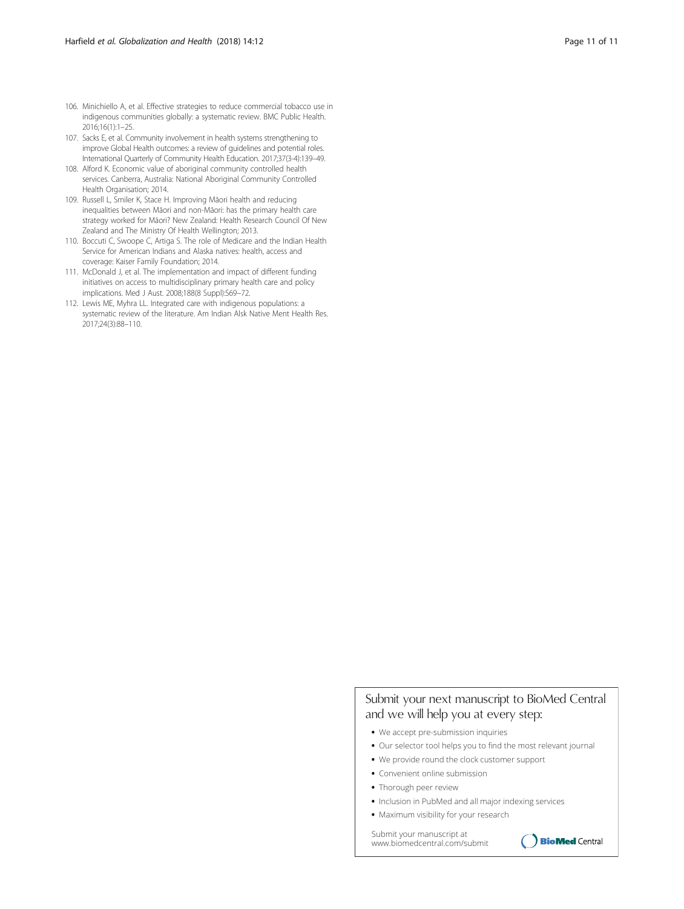106. Minichiello A, et al. Effective strategies to reduce commercial tobacco use in indigenous communities globally: a systematic review. BMC Public Health. 2016;16(1):1–25.
107. Sacks E, et al. Community involvement in health systems strengthening to improve Global Health outcomes: a review of guidelines and potential roles. International Quarterly of Community Health Education. 2017;37(3-4):139–49.
108. Alford K. Economic value of aboriginal community controlled health services. Canberra, Australia: National Aboriginal Community Controlled Health Organisation; 2014.
109. Russell L, Smiler K, Stace H. Improving Māori health and reducing inequalities between Māori and non-Māori: has the primary health care strategy worked for Māori? New Zealand: Health Research Council Of New Zealand and The Ministry Of Health Wellington; 2013.
110. Boccuti C, Swoope C, Artiga S. The role of Medicare and the Indian Health Service for American Indians and Alaska natives: health, access and coverage: Kaiser Family Foundation; 2014.
111. McDonald J, et al. The implementation and impact of different funding initiatives on access to multidisciplinary primary health care and policy implications. Med J Aust. 2008;188(8 Suppl):S69–72.
112. Lewis ME, Myhra LL. Integrated care with indigenous populations: a systematic review of the literature. Am Indian Alsk Native Ment Health Res. 2017;24(3):88–110.

Submit your next manuscript to BioMed Central and we will help you at every step:

- We accept pre-submission inquiries
- Our selector tool helps you to find the most relevant journal
- We provide round the clock customer support
- Convenient online submission
- Thorough peer review
- Inclusion in PubMed and all major indexing services
- Maximum visibility for your research

Submit your manuscript at
www.biomedcentral.com/submit

BioMed Central